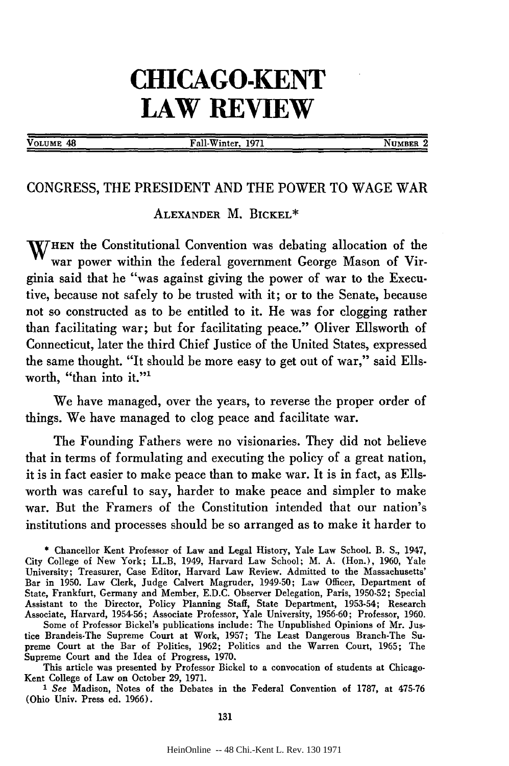# CHICAGO-KENT LAW REVIEW

VOLUME 48 | Fall-Winter, 1971 | NUMBER 2

## CONGRESS, THE PRESIDENT AND THE POWER TO WAGE WAR

ALEXANDER M. BICKEL*

WHEN the Constitutional Convention was debating allocation of the war power within the federal government George Mason of Virginia said that he "was against giving the power of war to the Executive, because not safely to be trusted with it; or to the Senate, because not so constructed as to be entitled to it. He was for clogging rather than facilitating war; but for facilitating peace." Oliver Ellsworth of Connecticut, later the third Chief Justice of the United States, expressed the same thought. "It should be more easy to get out of war," said Ellsworth, "than into it."[1]

We have managed, over the years, to reverse the proper order of things. We have managed to clog peace and facilitate war.

The Founding Fathers were no visionaries. They did not believe that in terms of formulating and executing the policy of a great nation, it is in fact easier to make peace than to make war. It is in fact, as Ellsworth was careful to say, harder to make peace and simpler to make war. But the Framers of the Constitution intended that our nation's institutions and processes should be so arranged as to make it harder to

---

\* Chancellor Kent Professor of Law and Legal History, Yale Law School. B. S., 1947, City College of New York; LL.B, 1949, Harvard Law School; M. A. (Hon.), 1960, Yale University; Treasurer, Case Editor, Harvard Law Review. Admitted to the Massachusetts' Bar in 1950. Law Clerk, Judge Calvert Magruder, 1949-50; Law Officer, Department of State, Frankfurt, Germany and Member, E.D.C. Observer Delegation, Paris, 1950-52; Special Assistant to the Director, Policy Planning Staff, State Department, 1953-54; Research Associate, Harvard, 1954-56; Associate Professor, Yale University, 1956-60; Professor, 1960.

Some of Professor Bickel's publications include: The Unpublished Opinions of Mr. Justice Brandeis-The Supreme Court at Work, 1957; The Least Dangerous Branch-The Supreme Court at the Bar of Politics, 1962; Politics and the Warren Court, 1965; The Supreme Court and the Idea of Progress, 1970.

This article was presented by Professor Bickel to a convocation of students at Chicago-Kent College of Law on October 29, 1971.

[1] *See* Madison, Notes of the Debates in the Federal Convention of 1787, at 475-76 (Ohio Univ. Press ed. 1966).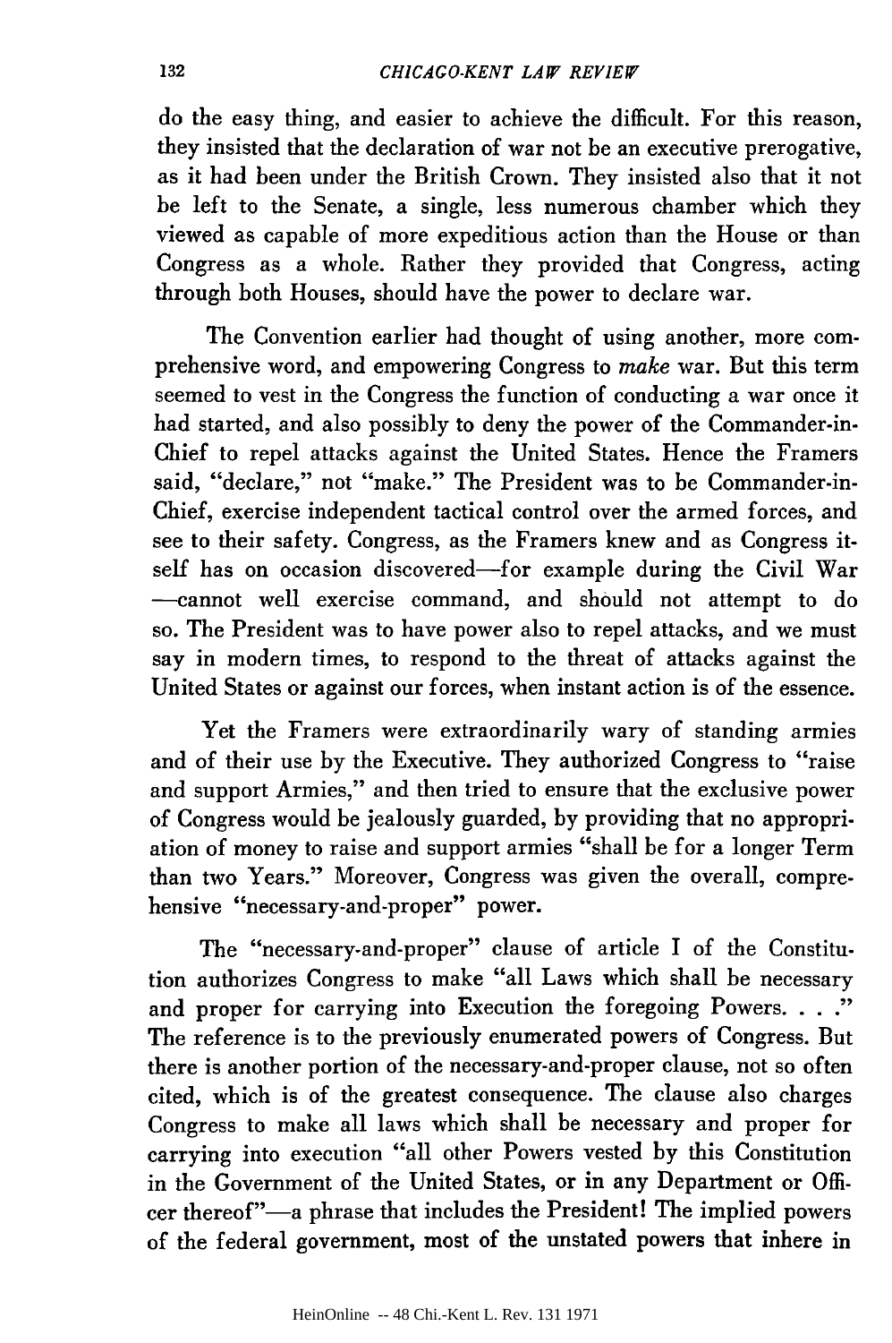do the easy thing, and easier to achieve the difficult. For this reason, they insisted that the declaration of war not be an executive prerogative, as it had been under the British Crown. They insisted also that it not be left to the Senate, a single, less numerous chamber which they viewed as capable of more expeditious action than the House or than Congress as a whole. Rather they provided that Congress, acting through both Houses, should have the power to declare war.

The Convention earlier had thought of using another, more comprehensive word, and empowering Congress to *make* war. But this term seemed to vest in the Congress the function of conducting a war once it had started, and also possibly to deny the power of the Commander-in-Chief to repel attacks against the United States. Hence the Framers said, "declare," not "make." The President was to be Commander-in-Chief, exercise independent tactical control over the armed forces, and see to their safety. Congress, as the Framers knew and as Congress itself has on occasion discovered—for example during the Civil War—cannot well exercise command, and should not attempt to do so. The President was to have power also to repel attacks, and we must say in modern times, to respond to the threat of attacks against the United States or against our forces, when instant action is of the essence.

Yet the Framers were extraordinarily wary of standing armies and of their use by the Executive. They authorized Congress to "raise and support Armies," and then tried to ensure that the exclusive power of Congress would be jealously guarded, by providing that no appropriation of money to raise and support armies "shall be for a longer Term than two Years." Moreover, Congress was given the overall, comprehensive "necessary-and-proper" power.

The "necessary-and-proper" clause of article I of the Constitution authorizes Congress to make "all Laws which shall be necessary and proper for carrying into Execution the foregoing Powers. . . ." The reference is to the previously enumerated powers of Congress. But there is another portion of the necessary-and-proper clause, not so often cited, which is of the greatest consequence. The clause also charges Congress to make all laws which shall be necessary and proper for carrying into execution "all other Powers vested by this Constitution in the Government of the United States, or in any Department or Officer thereof"—a phrase that includes the President! The implied powers of the federal government, most of the unstated powers that inhere in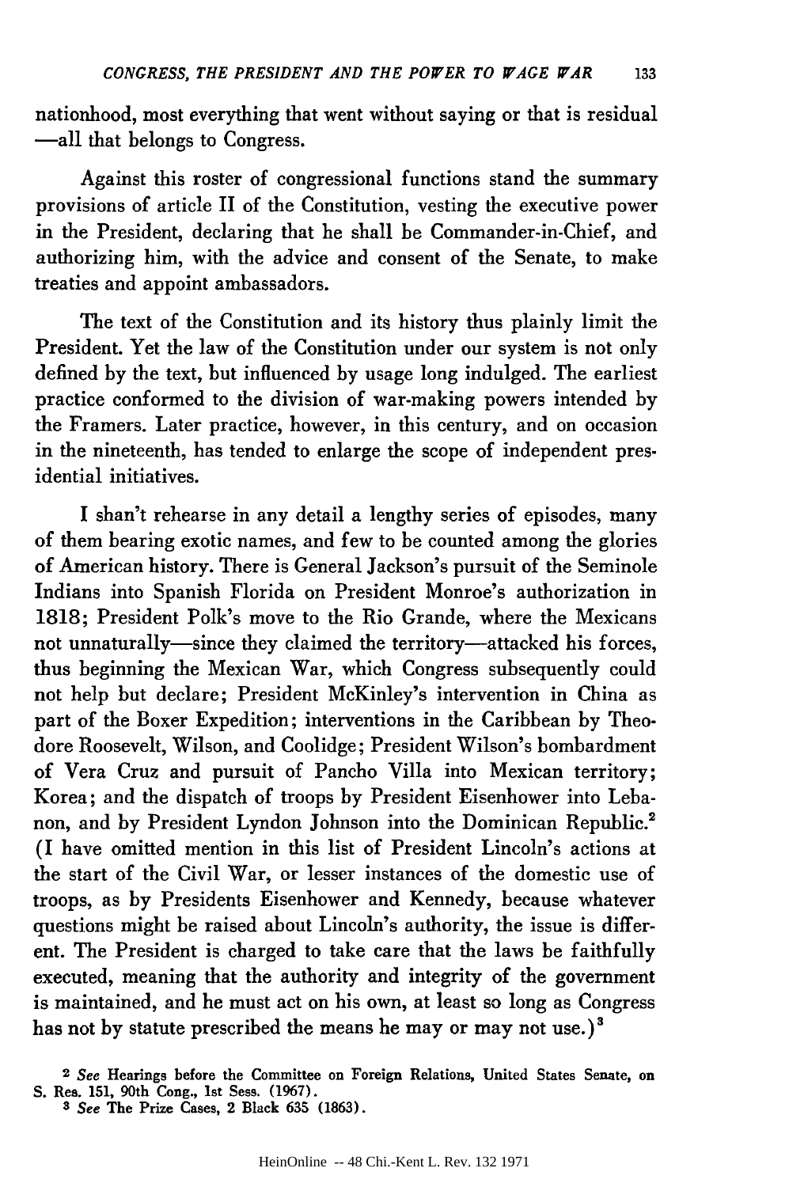nationhood, most everything that went without saying or that is residual —all that belongs to Congress.

Against this roster of congressional functions stand the summary provisions of article II of the Constitution, vesting the executive power in the President, declaring that he shall be Commander-in-Chief, and authorizing him, with the advice and consent of the Senate, to make treaties and appoint ambassadors.

The text of the Constitution and its history thus plainly limit the President. Yet the law of the Constitution under our system is not only defined by the text, but influenced by usage long indulged. The earliest practice conformed to the division of war-making powers intended by the Framers. Later practice, however, in this century, and on occasion in the nineteenth, has tended to enlarge the scope of independent presidential initiatives.

I shan't rehearse in any detail a lengthy series of episodes, many of them bearing exotic names, and few to be counted among the glories of American history. There is General Jackson's pursuit of the Seminole Indians into Spanish Florida on President Monroe's authorization in 1818; President Polk's move to the Rio Grande, where the Mexicans not unnaturally—since they claimed the territory—attacked his forces, thus beginning the Mexican War, which Congress subsequently could not help but declare; President McKinley's intervention in China as part of the Boxer Expedition; interventions in the Caribbean by Theodore Roosevelt, Wilson, and Coolidge; President Wilson's bombardment of Vera Cruz and pursuit of Pancho Villa into Mexican territory; Korea; and the dispatch of troops by President Eisenhower into Lebanon, and by President Lyndon Johnson into the Dominican Republic.[2] (I have omitted mention in this list of President Lincoln's actions at the start of the Civil War, or lesser instances of the domestic use of troops, as by Presidents Eisenhower and Kennedy, because whatever questions might be raised about Lincoln's authority, the issue is different. The President is charged to take care that the laws be faithfully executed, meaning that the authority and integrity of the government is maintained, and he must act on his own, at least so long as Congress has not by statute prescribed the means he may or may not use.)[3]

[2] *See* Hearings before the Committee on Foreign Relations, United States Senate, on S. Res. 151, 90th Cong., 1st Sess. (1967).

[3] *See* The Prize Cases, 2 Black 635 (1863).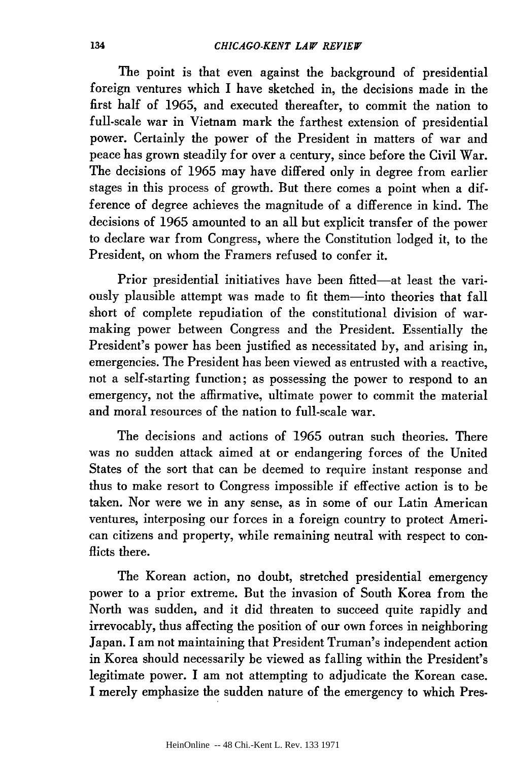The point is that even against the background of presidential foreign ventures which I have sketched in, the decisions made in the first half of 1965, and executed thereafter, to commit the nation to full-scale war in Vietnam mark the farthest extension of presidential power. Certainly the power of the President in matters of war and peace has grown steadily for over a century, since before the Civil War. The decisions of 1965 may have differed only in degree from earlier stages in this process of growth. But there comes a point when a difference of degree achieves the magnitude of a difference in kind. The decisions of 1965 amounted to an all but explicit transfer of the power to declare war from Congress, where the Constitution lodged it, to the President, on whom the Framers refused to confer it.

Prior presidential initiatives have been fitted—at least the variously plausible attempt was made to fit them—into theories that fall short of complete repudiation of the constitutional division of war-making power between Congress and the President. Essentially the President's power has been justified as necessitated by, and arising in, emergencies. The President has been viewed as entrusted with a reactive, not a self-starting function; as possessing the power to respond to an emergency, not the affirmative, ultimate power to commit the material and moral resources of the nation to full-scale war.

The decisions and actions of 1965 outran such theories. There was no sudden attack aimed at or endangering forces of the United States of the sort that can be deemed to require instant response and thus to make resort to Congress impossible if effective action is to be taken. Nor were we in any sense, as in some of our Latin American ventures, interposing our forces in a foreign country to protect American citizens and property, while remaining neutral with respect to conflicts there.

The Korean action, no doubt, stretched presidential emergency power to a prior extreme. But the invasion of South Korea from the North was sudden, and it did threaten to succeed quite rapidly and irrevocably, thus affecting the position of our own forces in neighboring Japan. I am not maintaining that President Truman's independent action in Korea should necessarily be viewed as falling within the President's legitimate power. I am not attempting to adjudicate the Korean case. I merely emphasize the sudden nature of the emergency to which Pres-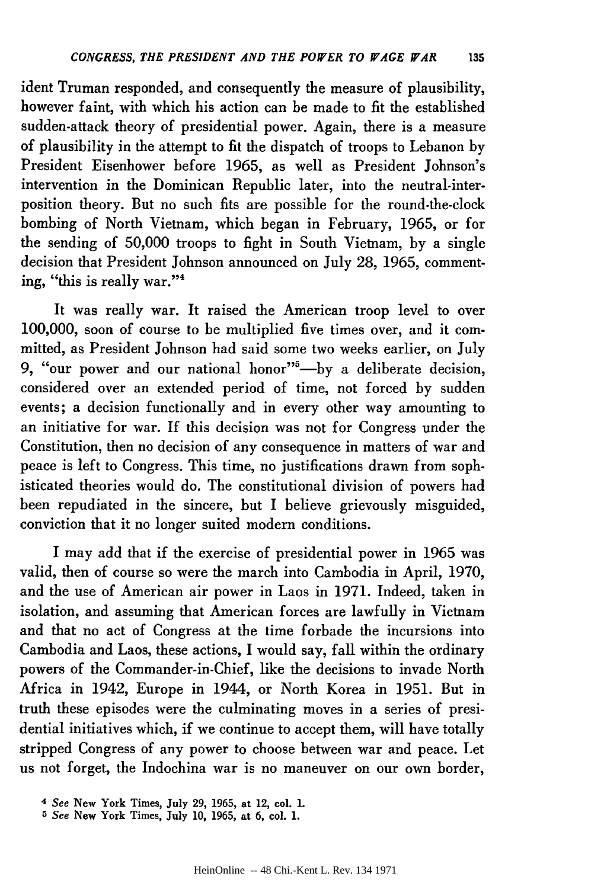ident Truman responded, and consequently the measure of plausibility, however faint, with which his action can be made to fit the established sudden-attack theory of presidential power. Again, there is a measure of plausibility in the attempt to fit the dispatch of troops to Lebanon by President Eisenhower before 1965, as well as President Johnson's intervention in the Dominican Republic later, into the neutral-interposition theory. But no such fits are possible for the round-the-clock bombing of North Vietnam, which began in February, 1965, or for the sending of 50,000 troops to fight in South Vietnam, by a single decision that President Johnson announced on July 28, 1965, commenting, "this is really war."[4]

It was really war. It raised the American troop level to over 100,000, soon of course to be multiplied five times over, and it committed, as President Johnson had said some two weeks earlier, on July 9, "our power and our national honor"[5]—by a deliberate decision, considered over an extended period of time, not forced by sudden events; a decision functionally and in every other way amounting to an initiative for war. If this decision was not for Congress under the Constitution, then no decision of any consequence in matters of war and peace is left to Congress. This time, no justifications drawn from sophisticated theories would do. The constitutional division of powers had been repudiated in the sincere, but I believe grievously misguided, conviction that it no longer suited modern conditions.

I may add that if the exercise of presidential power in 1965 was valid, then of course so were the march into Cambodia in April, 1970, and the use of American air power in Laos in 1971. Indeed, taken in isolation, and assuming that American forces are lawfully in Vietnam and that no act of Congress at the time forbade the incursions into Cambodia and Laos, these actions, I would say, fall within the ordinary powers of the Commander-in-Chief, like the decisions to invade North Africa in 1942, Europe in 1944, or North Korea in 1951. But in truth these episodes were the culminating moves in a series of presidential initiatives which, if we continue to accept them, will have totally stripped Congress of any power to choose between war and peace. Let us not forget, the Indochina war is no maneuver on our own border,

[4] *See* New York Times, July 29, 1965, at 12, col. 1.

[5] *See* New York Times, July 10, 1965, at 6, col. 1.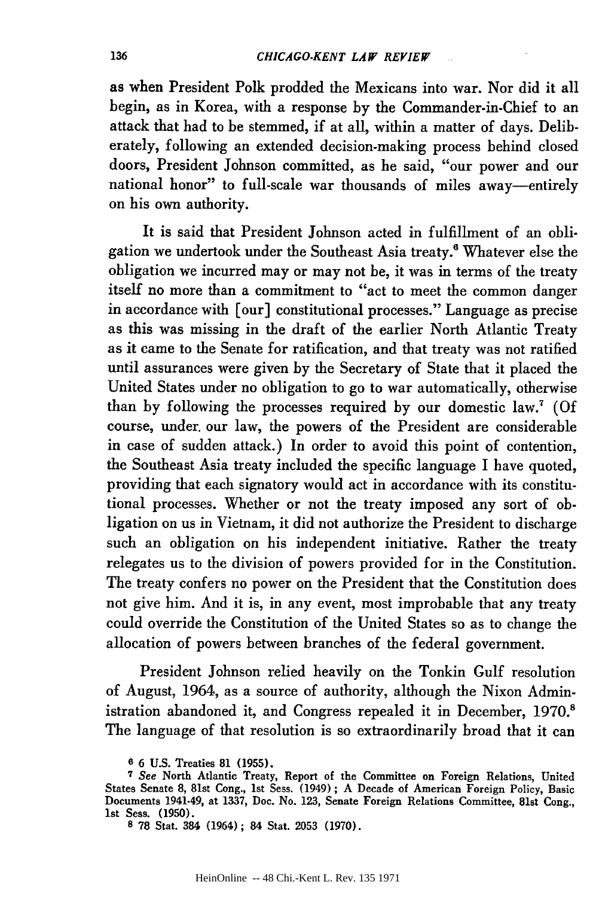as when President Polk prodded the Mexicans into war. Nor did it all begin, as in Korea, with a response by the Commander-in-Chief to an attack that had to be stemmed, if at all, within a matter of days. Deliberately, following an extended decision-making process behind closed doors, President Johnson committed, as he said, "our power and our national honor" to full-scale war thousands of miles away—entirely on his own authority.

It is said that President Johnson acted in fulfillment of an obligation we undertook under the Southeast Asia treaty.[6] Whatever else the obligation we incurred may or may not be, it was in terms of the treaty itself no more than a commitment to "act to meet the common danger in accordance with [our] constitutional processes." Language as precise as this was missing in the draft of the earlier North Atlantic Treaty as it came to the Senate for ratification, and that treaty was not ratified until assurances were given by the Secretary of State that it placed the United States under no obligation to go to war automatically, otherwise than by following the processes required by our domestic law.[7] (Of course, under our law, the powers of the President are considerable in case of sudden attack.) In order to avoid this point of contention, the Southeast Asia treaty included the specific language I have quoted, providing that each signatory would act in accordance with its constitutional processes. Whether or not the treaty imposed any sort of obligation on us in Vietnam, it did not authorize the President to discharge such an obligation on his independent initiative. Rather the treaty relegates us to the division of powers provided for in the Constitution. The treaty confers no power on the President that the Constitution does not give him. And it is, in any event, most improbable that any treaty could override the Constitution of the United States so as to change the allocation of powers between branches of the federal government.

President Johnson relied heavily on the Tonkin Gulf resolution of August, 1964, as a source of authority, although the Nixon Administration abandoned it, and Congress repealed it in December, 1970.[8] The language of that resolution is so extraordinarily broad that it can

---

[6] 6 U.S. Treaties 81 (1955).

[7] *See* North Atlantic Treaty, Report of the Committee on Foreign Relations, United States Senate 8, 81st Cong., 1st Sess. (1949); A Decade of American Foreign Policy, Basic Documents 1941-49, at 1337, Doc. No. 123, Senate Foreign Relations Committee, 81st Cong., 1st Sess. (1950).

[8] 78 Stat. 384 (1964); 84 Stat. 2053 (1970).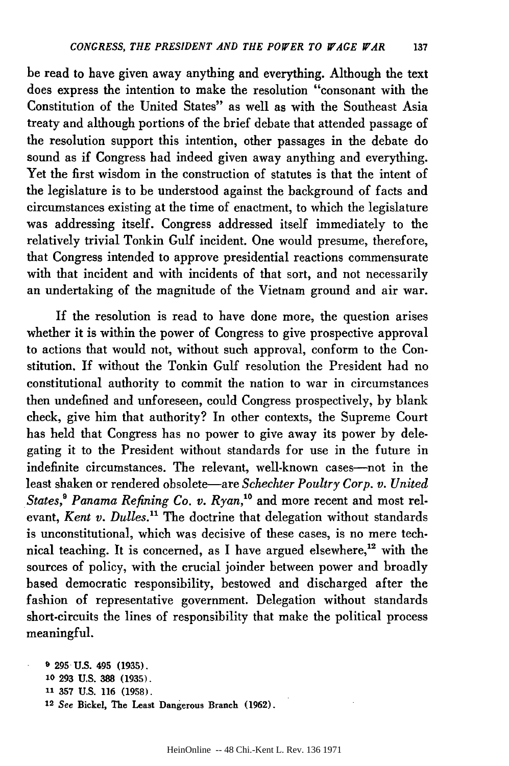be read to have given away anything and everything. Although the text does express the intention to make the resolution "consonant with the Constitution of the United States" as well as with the Southeast Asia treaty and although portions of the brief debate that attended passage of the resolution support this intention, other passages in the debate do sound as if Congress had indeed given away anything and everything. Yet the first wisdom in the construction of statutes is that the intent of the legislature is to be understood against the background of facts and circumstances existing at the time of enactment, to which the legislature was addressing itself. Congress addressed itself immediately to the relatively trivial Tonkin Gulf incident. One would presume, therefore, that Congress intended to approve presidential reactions commensurate with that incident and with incidents of that sort, and not necessarily an undertaking of the magnitude of the Vietnam ground and air war.

If the resolution is read to have done more, the question arises whether it is within the power of Congress to give prospective approval to actions that would not, without such approval, conform to the Constitution. If without the Tonkin Gulf resolution the President had no constitutional authority to commit the nation to war in circumstances then undefined and unforeseen, could Congress prospectively, by blank check, give him that authority? In other contexts, the Supreme Court has held that Congress has no power to give away its power by delegating it to the President without standards for use in the future in indefinite circumstances. The relevant, well-known cases—not in the least shaken or rendered obsolete—are *Schechter Poultry Corp. v. United States*,[9] *Panama Refining Co. v. Ryan*,[10] and more recent and most relevant, *Kent v. Dulles*.[11] The doctrine that delegation without standards is unconstitutional, which was decisive of these cases, is no mere technical teaching. It is concerned, as I have argued elsewhere,[12] with the sources of policy, with the crucial joinder between power and broadly based democratic responsibility, bestowed and discharged after the fashion of representative government. Delegation without standards short-circuits the lines of responsibility that make the political process meaningful.

[9] 295 U.S. 495 (1935).

[10] 293 U.S. 388 (1935).

[11] 357 U.S. 116 (1958).

[12] *See* Bickel, The Least Dangerous Branch (1962).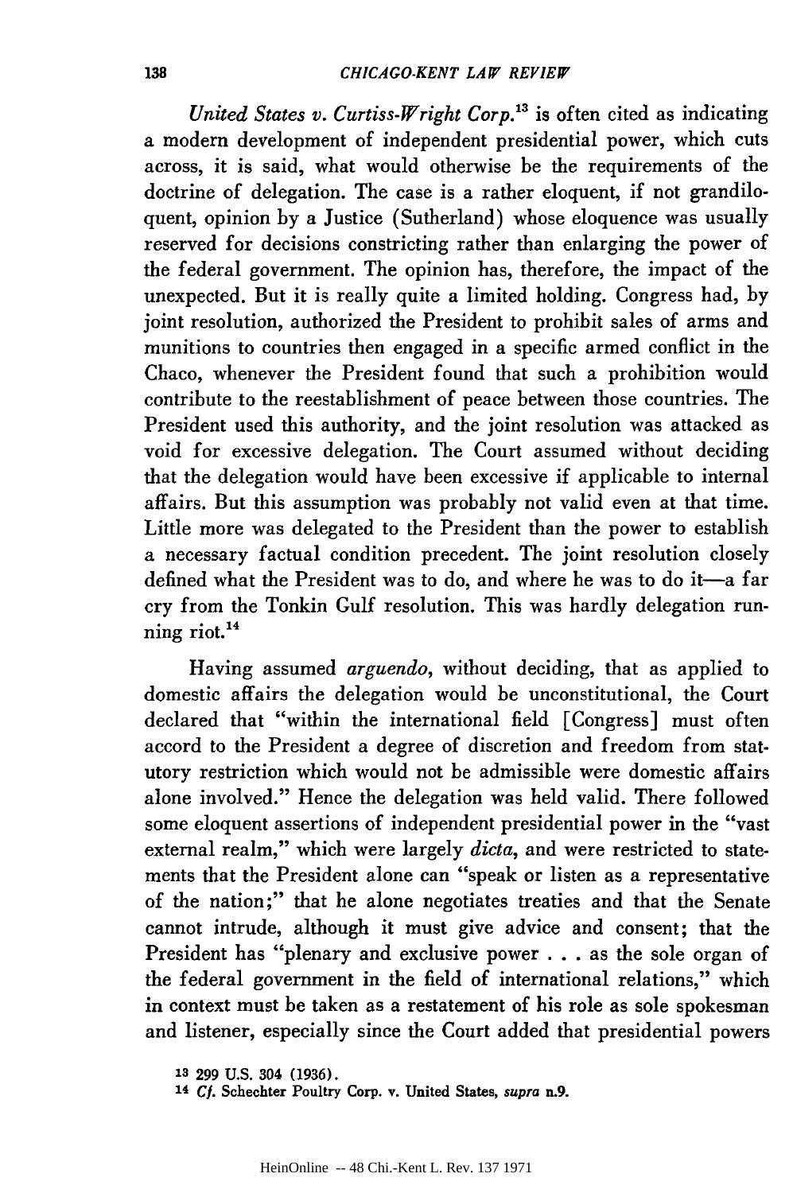*United States v. Curtiss-Wright Corp.*[13] is often cited as indicating a modern development of independent presidential power, which cuts across, it is said, what would otherwise be the requirements of the doctrine of delegation. The case is a rather eloquent, if not grandiloquent, opinion by a Justice (Sutherland) whose eloquence was usually reserved for decisions constricting rather than enlarging the power of the federal government. The opinion has, therefore, the impact of the unexpected. But it is really quite a limited holding. Congress had, by joint resolution, authorized the President to prohibit sales of arms and munitions to countries then engaged in a specific armed conflict in the Chaco, whenever the President found that such a prohibition would contribute to the reestablishment of peace between those countries. The President used this authority, and the joint resolution was attacked as void for excessive delegation. The Court assumed without deciding that the delegation would have been excessive if applicable to internal affairs. But this assumption was probably not valid even at that time. Little more was delegated to the President than the power to establish a necessary factual condition precedent. The joint resolution closely defined what the President was to do, and where he was to do it—a far cry from the Tonkin Gulf resolution. This was hardly delegation running riot.[14]

Having assumed *arguendo*, without deciding, that as applied to domestic affairs the delegation would be unconstitutional, the Court declared that "within the international field [Congress] must often accord to the President a degree of discretion and freedom from statutory restriction which would not be admissible were domestic affairs alone involved." Hence the delegation was held valid. There followed some eloquent assertions of independent presidential power in the "vast external realm," which were largely *dicta*, and were restricted to statements that the President alone can "speak or listen as a representative of the nation;" that he alone negotiates treaties and that the Senate cannot intrude, although it must give advice and consent; that the President has "plenary and exclusive power . . . as the sole organ of the federal government in the field of international relations," which in context must be taken as a restatement of his role as sole spokesman and listener, especially since the Court added that presidential powers

[13] 299 U.S. 304 (1936).

[14] *Cf.* Schechter Poultry Corp. v. United States, *supra* n.9.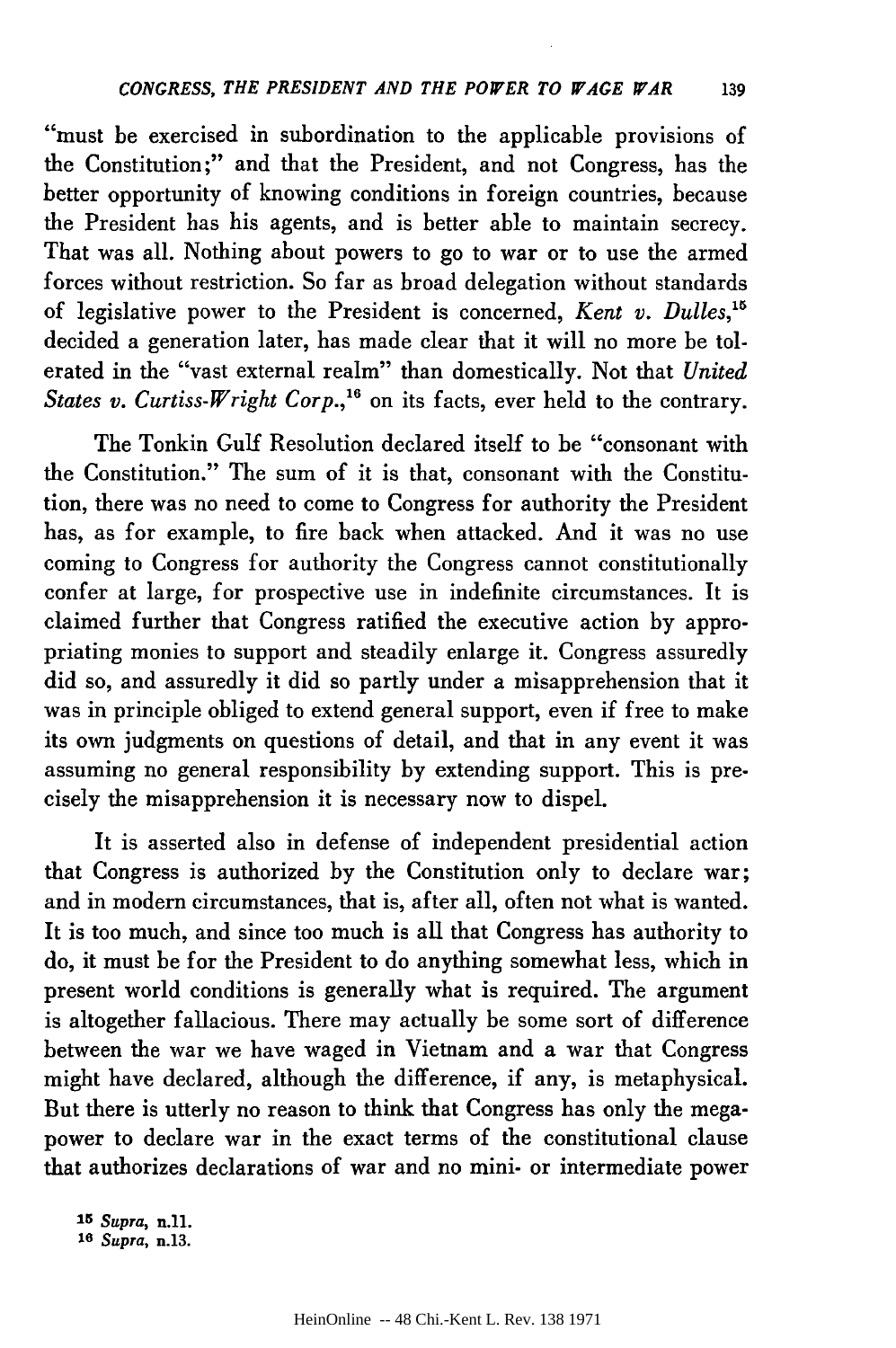"must be exercised in subordination to the applicable provisions of the Constitution;" and that the President, and not Congress, has the better opportunity of knowing conditions in foreign countries, because the President has his agents, and is better able to maintain secrecy. That was all. Nothing about powers to go to war or to use the armed forces without restriction. So far as broad delegation without standards of legislative power to the President is concerned, *Kent v. Dulles*,[15] decided a generation later, has made clear that it will no more be tolerated in the "vast external realm" than domestically. Not that *United States v. Curtiss-Wright Corp.*,[16] on its facts, ever held to the contrary.

The Tonkin Gulf Resolution declared itself to be "consonant with the Constitution." The sum of it is that, consonant with the Constitution, there was no need to come to Congress for authority the President has, as for example, to fire back when attacked. And it was no use coming to Congress for authority the Congress cannot constitutionally confer at large, for prospective use in indefinite circumstances. It is claimed further that Congress ratified the executive action by appropriating monies to support and steadily enlarge it. Congress assuredly did so, and assuredly it did so partly under a misapprehension that it was in principle obliged to extend general support, even if free to make its own judgments on questions of detail, and that in any event it was assuming no general responsibility by extending support. This is precisely the misapprehension it is necessary now to dispel.

It is asserted also in defense of independent presidential action that Congress is authorized by the Constitution only to declare war; and in modern circumstances, that is, after all, often not what is wanted. It is too much, and since too much is all that Congress has authority to do, it must be for the President to do anything somewhat less, which in present world conditions is generally what is required. The argument is altogether fallacious. There may actually be some sort of difference between the war we have waged in Vietnam and a war that Congress might have declared, although the difference, if any, is metaphysical. But there is utterly no reason to think that Congress has only the megapower to declare war in the exact terms of the constitutional clause that authorizes declarations of war and no mini- or intermediate power

[15] *Supra*, n.11.

[16] *Supra*, n.13.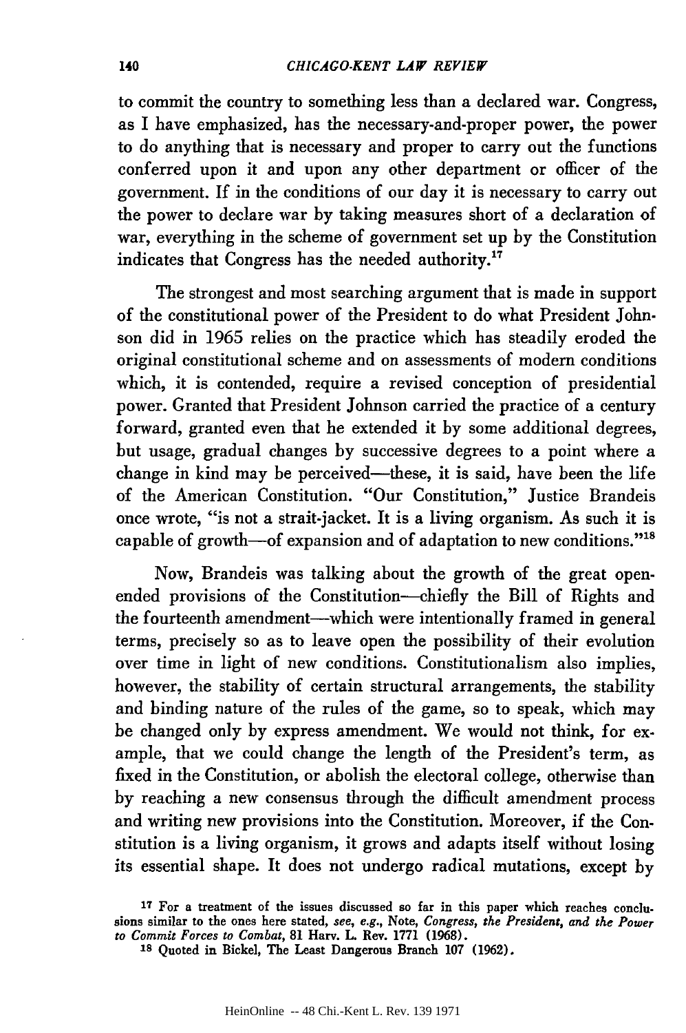to commit the country to something less than a declared war. Congress, as I have emphasized, has the necessary-and-proper power, the power to do anything that is necessary and proper to carry out the functions conferred upon it and upon any other department or officer of the government. If in the conditions of our day it is necessary to carry out the power to declare war by taking measures short of a declaration of war, everything in the scheme of government set up by the Constitution indicates that Congress has the needed authority.[17]

The strongest and most searching argument that is made in support of the constitutional power of the President to do what President Johnson did in 1965 relies on the practice which has steadily eroded the original constitutional scheme and on assessments of modern conditions which, it is contended, require a revised conception of presidential power. Granted that President Johnson carried the practice of a century forward, granted even that he extended it by some additional degrees, but usage, gradual changes by successive degrees to a point where a change in kind may be perceived—these, it is said, have been the life of the American Constitution. "Our Constitution," Justice Brandeis once wrote, "is not a strait-jacket. It is a living organism. As such it is capable of growth—of expansion and of adaptation to new conditions."[18]

Now, Brandeis was talking about the growth of the great open-ended provisions of the Constitution—chiefly the Bill of Rights and the fourteenth amendment—which were intentionally framed in general terms, precisely so as to leave open the possibility of their evolution over time in light of new conditions. Constitutionalism also implies, however, the stability of certain structural arrangements, the stability and binding nature of the rules of the game, so to speak, which may be changed only by express amendment. We would not think, for example, that we could change the length of the President's term, as fixed in the Constitution, or abolish the electoral college, otherwise than by reaching a new consensus through the difficult amendment process and writing new provisions into the Constitution. Moreover, if the Constitution is a living organism, it grows and adapts itself without losing its essential shape. It does not undergo radical mutations, except by

[17] For a treatment of the issues discussed so far in this paper which reaches conclusions similar to the ones here stated, *see, e.g.*, Note, *Congress, the President, and the Power to Commit Forces to Combat*, 81 Harv. L. Rev. 1771 (1968).

[18] Quoted in Bickel, The Least Dangerous Branch 107 (1962).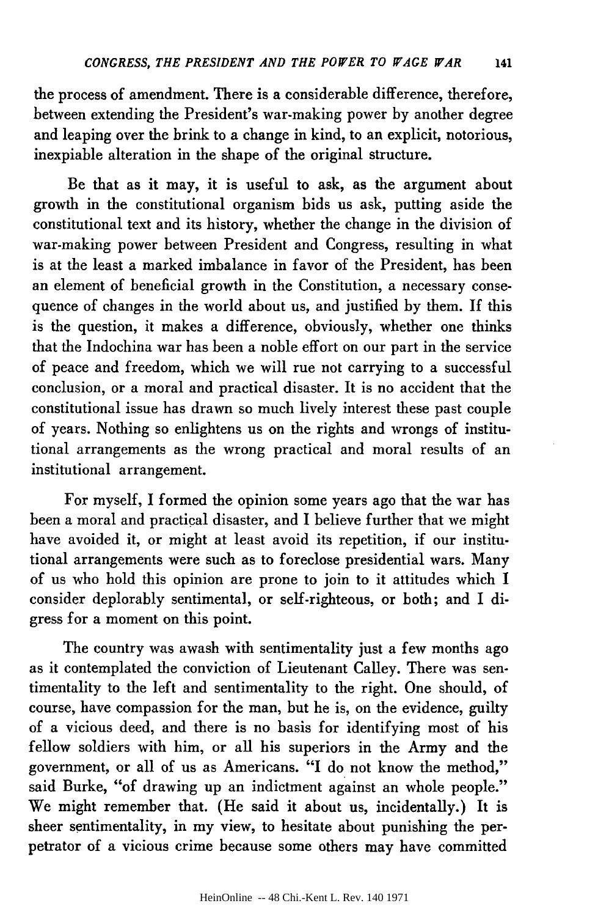the process of amendment. There is a considerable difference, therefore, between extending the President's war-making power by another degree and leaping over the brink to a change in kind, to an explicit, notorious, inexpiable alteration in the shape of the original structure.

Be that as it may, it is useful to ask, as the argument about growth in the constitutional organism bids us ask, putting aside the constitutional text and its history, whether the change in the division of war-making power between President and Congress, resulting in what is at the least a marked imbalance in favor of the President, has been an element of beneficial growth in the Constitution, a necessary consequence of changes in the world about us, and justified by them. If this is the question, it makes a difference, obviously, whether one thinks that the Indochina war has been a noble effort on our part in the service of peace and freedom, which we will rue not carrying to a successful conclusion, or a moral and practical disaster. It is no accident that the constitutional issue has drawn so much lively interest these past couple of years. Nothing so enlightens us on the rights and wrongs of institutional arrangements as the wrong practical and moral results of an institutional arrangement.

For myself, I formed the opinion some years ago that the war has been a moral and practical disaster, and I believe further that we might have avoided it, or might at least avoid its repetition, if our institutional arrangements were such as to foreclose presidential wars. Many of us who hold this opinion are prone to join to it attitudes which I consider deplorably sentimental, or self-righteous, or both; and I digress for a moment on this point.

The country was awash with sentimentality just a few months ago as it contemplated the conviction of Lieutenant Calley. There was sentimentality to the left and sentimentality to the right. One should, of course, have compassion for the man, but he is, on the evidence, guilty of a vicious deed, and there is no basis for identifying most of his fellow soldiers with him, or all his superiors in the Army and the government, or all of us as Americans. "I do not know the method," said Burke, "of drawing up an indictment against an whole people." We might remember that. (He said it about us, incidentally.) It is sheer sentimentality, in my view, to hesitate about punishing the perpetrator of a vicious crime because some others may have committed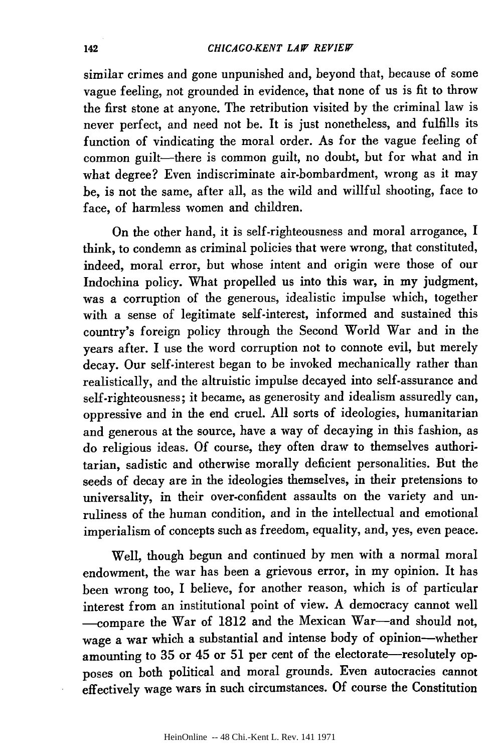similar crimes and gone unpunished and, beyond that, because of some vague feeling, not grounded in evidence, that none of us is fit to throw the first stone at anyone. The retribution visited by the criminal law is never perfect, and need not be. It is just nonetheless, and fulfills its function of vindicating the moral order. As for the vague feeling of common guilt—there is common guilt, no doubt, but for what and in what degree? Even indiscriminate air-bombardment, wrong as it may be, is not the same, after all, as the wild and willful shooting, face to face, of harmless women and children.

On the other hand, it is self-righteousness and moral arrogance, I think, to condemn as criminal policies that were wrong, that constituted, indeed, moral error, but whose intent and origin were those of our Indochina policy. What propelled us into this war, in my judgment, was a corruption of the generous, idealistic impulse which, together with a sense of legitimate self-interest, informed and sustained this country's foreign policy through the Second World War and in the years after. I use the word corruption not to connote evil, but merely decay. Our self-interest began to be invoked mechanically rather than realistically, and the altruistic impulse decayed into self-assurance and self-righteousness; it became, as generosity and idealism assuredly can, oppressive and in the end cruel. All sorts of ideologies, humanitarian and generous at the source, have a way of decaying in this fashion, as do religious ideas. Of course, they often draw to themselves authoritarian, sadistic and otherwise morally deficient personalities. But the seeds of decay are in the ideologies themselves, in their pretensions to universality, in their over-confident assaults on the variety and unruliness of the human condition, and in the intellectual and emotional imperialism of concepts such as freedom, equality, and, yes, even peace.

Well, though begun and continued by men with a normal moral endowment, the war has been a grievous error, in my opinion. It has been wrong too, I believe, for another reason, which is of particular interest from an institutional point of view. A democracy cannot well —compare the War of 1812 and the Mexican War—and should not, wage a war which a substantial and intense body of opinion—whether amounting to 35 or 45 or 51 per cent of the electorate—resolutely opposes on both political and moral grounds. Even autocracies cannot effectively wage wars in such circumstances. Of course the Constitution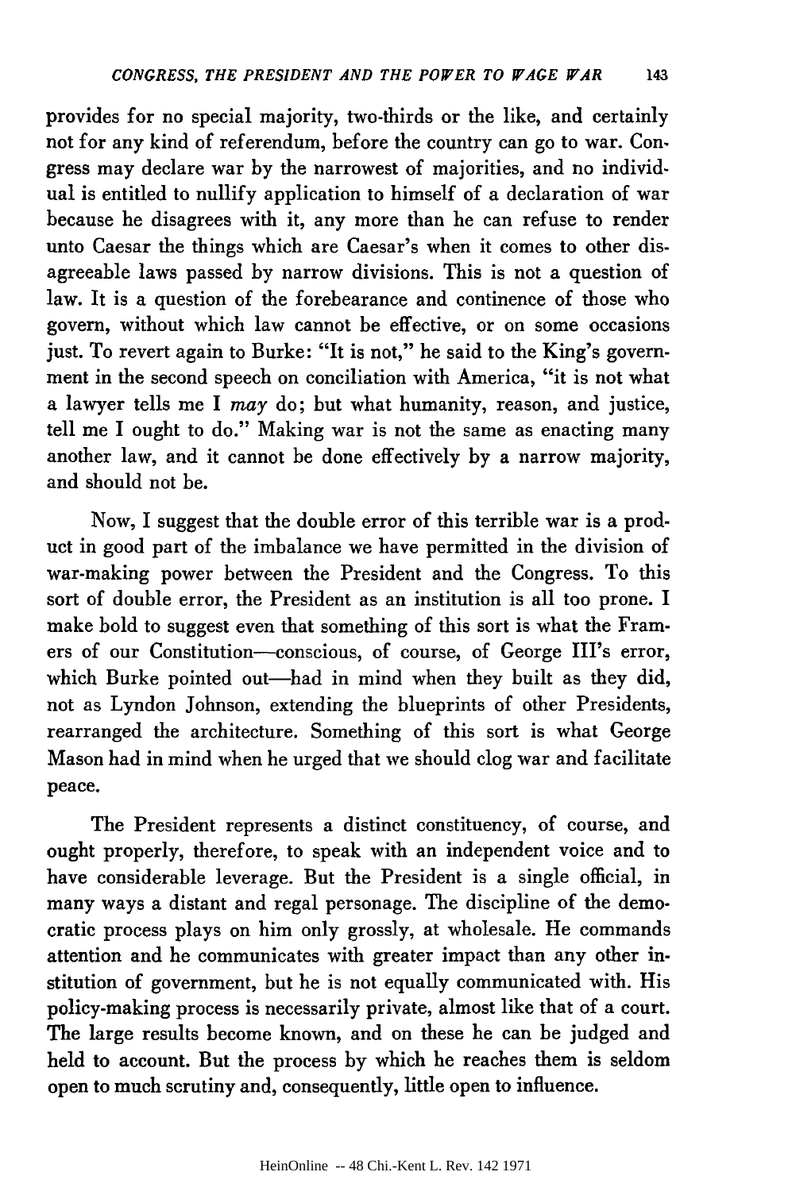provides for no special majority, two-thirds or the like, and certainly not for any kind of referendum, before the country can go to war. Congress may declare war by the narrowest of majorities, and no individual is entitled to nullify application to himself of a declaration of war because he disagrees with it, any more than he can refuse to render unto Caesar the things which are Caesar's when it comes to other disagreeable laws passed by narrow divisions. This is not a question of law. It is a question of the forebearance and continence of those who govern, without which law cannot be effective, or on some occasions just. To revert again to Burke: "It is not," he said to the King's government in the second speech on conciliation with America, "it is not what a lawyer tells me I *may* do; but what humanity, reason, and justice, tell me I ought to do." Making war is not the same as enacting many another law, and it cannot be done effectively by a narrow majority, and should not be.

Now, I suggest that the double error of this terrible war is a product in good part of the imbalance we have permitted in the division of war-making power between the President and the Congress. To this sort of double error, the President as an institution is all too prone. I make bold to suggest even that something of this sort is what the Framers of our Constitution—conscious, of course, of George III's error, which Burke pointed out—had in mind when they built as they did, not as Lyndon Johnson, extending the blueprints of other Presidents, rearranged the architecture. Something of this sort is what George Mason had in mind when he urged that we should clog war and facilitate peace.

The President represents a distinct constituency, of course, and ought properly, therefore, to speak with an independent voice and to have considerable leverage. But the President is a single official, in many ways a distant and regal personage. The discipline of the democratic process plays on him only grossly, at wholesale. He commands attention and he communicates with greater impact than any other institution of government, but he is not equally communicated with. His policy-making process is necessarily private, almost like that of a court. The large results become known, and on these he can be judged and held to account. But the process by which he reaches them is seldom open to much scrutiny and, consequently, little open to influence.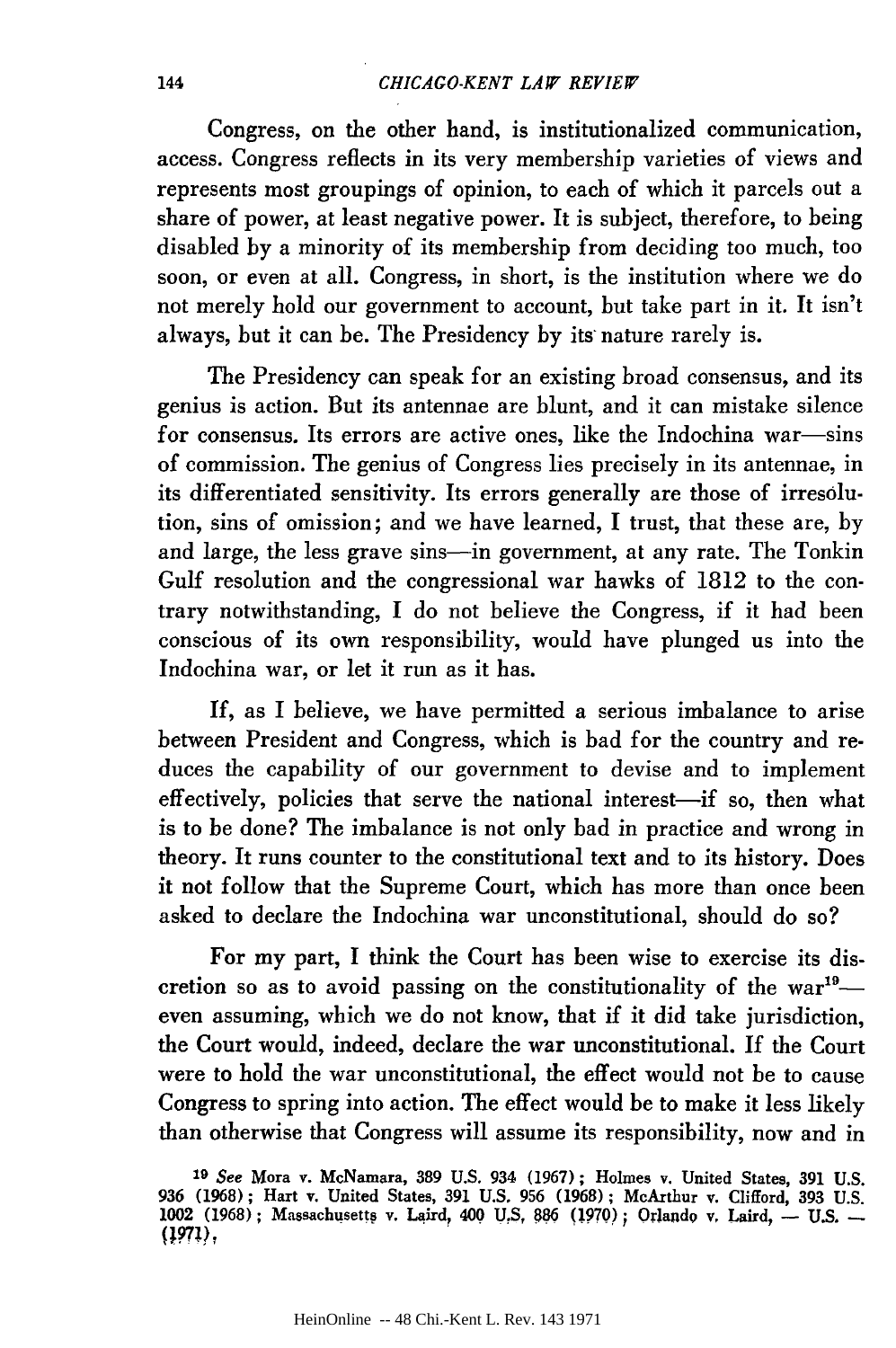Congress, on the other hand, is institutionalized communication, access. Congress reflects in its very membership varieties of views and represents most groupings of opinion, to each of which it parcels out a share of power, at least negative power. It is subject, therefore, to being disabled by a minority of its membership from deciding too much, too soon, or even at all. Congress, in short, is the institution where we do not merely hold our government to account, but take part in it. It isn't always, but it can be. The Presidency by its nature rarely is.

The Presidency can speak for an existing broad consensus, and its genius is action. But its antennae are blunt, and it can mistake silence for consensus. Its errors are active ones, like the Indochina war—sins of commission. The genius of Congress lies precisely in its antennae, in its differentiated sensitivity. Its errors generally are those of irresolution, sins of omission; and we have learned, I trust, that these are, by and large, the less grave sins—in government, at any rate. The Tonkin Gulf resolution and the congressional war hawks of 1812 to the contrary notwithstanding, I do not believe the Congress, if it had been conscious of its own responsibility, would have plunged us into the Indochina war, or let it run as it has.

If, as I believe, we have permitted a serious imbalance to arise between President and Congress, which is bad for the country and reduces the capability of our government to devise and to implement effectively, policies that serve the national interest—if so, then what is to be done? The imbalance is not only bad in practice and wrong in theory. It runs counter to the constitutional text and to its history. Does it not follow that the Supreme Court, which has more than once been asked to declare the Indochina war unconstitutional, should do so?

For my part, I think the Court has been wise to exercise its discretion so as to avoid passing on the constitutionality of the war[19]—even assuming, which we do not know, that if it did take jurisdiction, the Court would, indeed, declare the war unconstitutional. If the Court were to hold the war unconstitutional, the effect would not be to cause Congress to spring into action. The effect would be to make it less likely than otherwise that Congress will assume its responsibility, now and in

---

[19] *See* Mora v. McNamara, 389 U.S. 934 (1967); Holmes v. United States, 391 U.S. 936 (1968); Hart v. United States, 391 U.S. 956 (1968); McArthur v. Clifford, 393 U.S. 1002 (1968); Massachusetts v. Laird, 400 U.S. 886 (1970); Orlando v. Laird, — U.S. — (1971).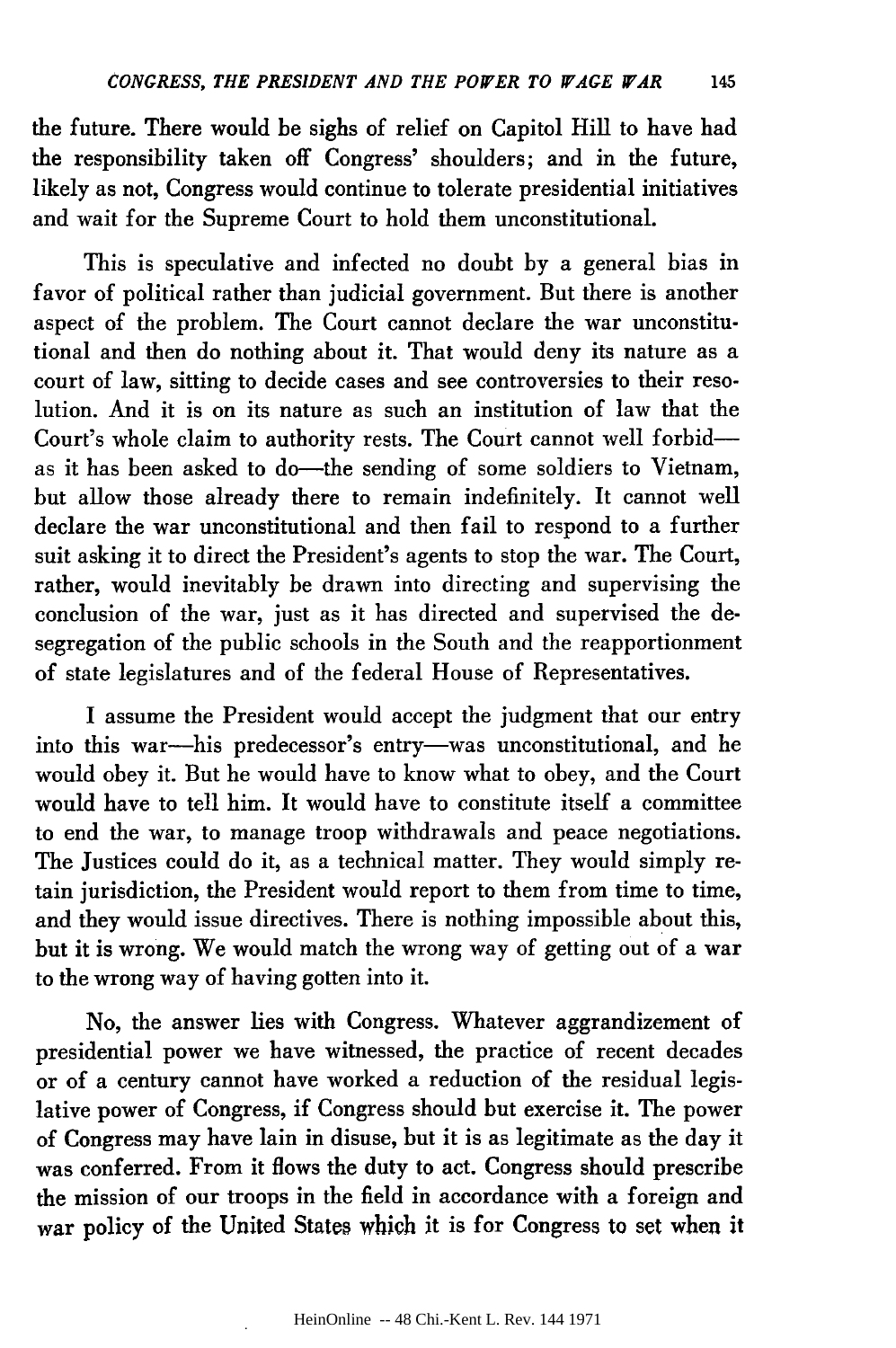the future. There would be sighs of relief on Capitol Hill to have had the responsibility taken off Congress' shoulders; and in the future, likely as not, Congress would continue to tolerate presidential initiatives and wait for the Supreme Court to hold them unconstitutional.

This is speculative and infected no doubt by a general bias in favor of political rather than judicial government. But there is another aspect of the problem. The Court cannot declare the war unconstitutional and then do nothing about it. That would deny its nature as a court of law, sitting to decide cases and see controversies to their resolution. And it is on its nature as such an institution of law that the Court's whole claim to authority rests. The Court cannot well forbid—as it has been asked to do—the sending of some soldiers to Vietnam, but allow those already there to remain indefinitely. It cannot well declare the war unconstitutional and then fail to respond to a further suit asking it to direct the President's agents to stop the war. The Court, rather, would inevitably be drawn into directing and supervising the conclusion of the war, just as it has directed and supervised the desegregation of the public schools in the South and the reapportionment of state legislatures and of the federal House of Representatives.

I assume the President would accept the judgment that our entry into this war—his predecessor's entry—was unconstitutional, and he would obey it. But he would have to know what to obey, and the Court would have to tell him. It would have to constitute itself a committee to end the war, to manage troop withdrawals and peace negotiations. The Justices could do it, as a technical matter. They would simply retain jurisdiction, the President would report to them from time to time, and they would issue directives. There is nothing impossible about this, but it is wrong. We would match the wrong way of getting out of a war to the wrong way of having gotten into it.

No, the answer lies with Congress. Whatever aggrandizement of presidential power we have witnessed, the practice of recent decades or of a century cannot have worked a reduction of the residual legislative power of Congress, if Congress should but exercise it. The power of Congress may have lain in disuse, but it is as legitimate as the day it was conferred. From it flows the duty to act. Congress should prescribe the mission of our troops in the field in accordance with a foreign and war policy of the United States which it is for Congress to set when it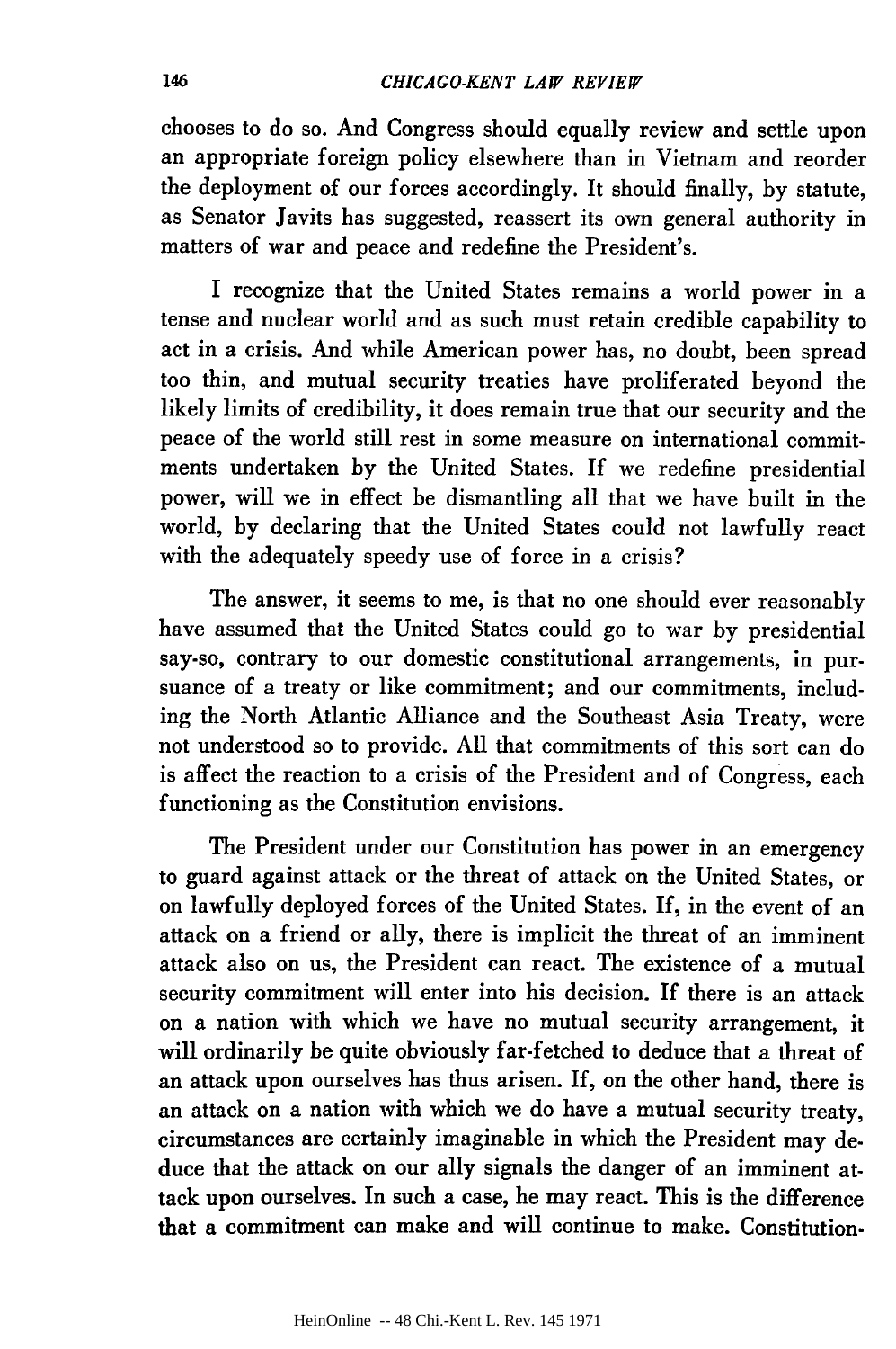chooses to do so. And Congress should equally review and settle upon an appropriate foreign policy elsewhere than in Vietnam and reorder the deployment of our forces accordingly. It should finally, by statute, as Senator Javits has suggested, reassert its own general authority in matters of war and peace and redefine the President's.

I recognize that the United States remains a world power in a tense and nuclear world and as such must retain credible capability to act in a crisis. And while American power has, no doubt, been spread too thin, and mutual security treaties have proliferated beyond the likely limits of credibility, it does remain true that our security and the peace of the world still rest in some measure on international commitments undertaken by the United States. If we redefine presidential power, will we in effect be dismantling all that we have built in the world, by declaring that the United States could not lawfully react with the adequately speedy use of force in a crisis?

The answer, it seems to me, is that no one should ever reasonably have assumed that the United States could go to war by presidential say-so, contrary to our domestic constitutional arrangements, in pursuance of a treaty or like commitment; and our commitments, including the North Atlantic Alliance and the Southeast Asia Treaty, were not understood so to provide. All that commitments of this sort can do is affect the reaction to a crisis of the President and of Congress, each functioning as the Constitution envisions.

The President under our Constitution has power in an emergency to guard against attack or the threat of attack on the United States, or on lawfully deployed forces of the United States. If, in the event of an attack on a friend or ally, there is implicit the threat of an imminent attack also on us, the President can react. The existence of a mutual security commitment will enter into his decision. If there is an attack on a nation with which we have no mutual security arrangement, it will ordinarily be quite obviously far-fetched to deduce that a threat of an attack upon ourselves has thus arisen. If, on the other hand, there is an attack on a nation with which we do have a mutual security treaty, circumstances are certainly imaginable in which the President may deduce that the attack on our ally signals the danger of an imminent attack upon ourselves. In such a case, he may react. This is the difference that a commitment can make and will continue to make. Constitution-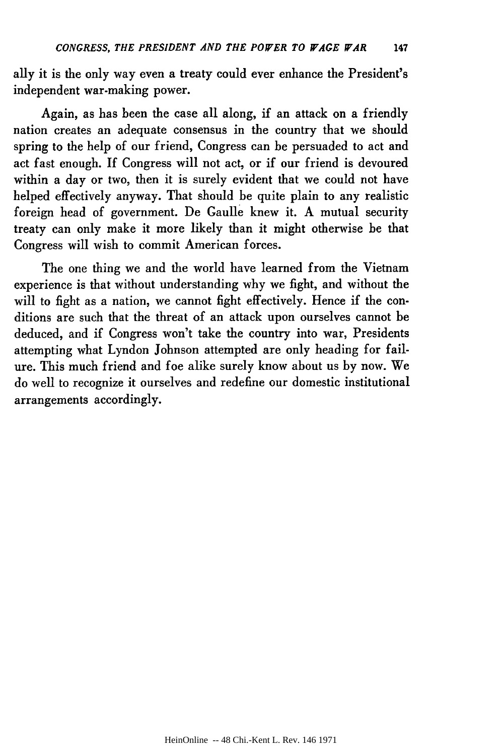ally it is the only way even a treaty could ever enhance the President's independent war-making power.

Again, as has been the case all along, if an attack on a friendly nation creates an adequate consensus in the country that we should spring to the help of our friend, Congress can be persuaded to act and act fast enough. If Congress will not act, or if our friend is devoured within a day or two, then it is surely evident that we could not have helped effectively anyway. That should be quite plain to any realistic foreign head of government. De Gaulle knew it. A mutual security treaty can only make it more likely than it might otherwise be that Congress will wish to commit American forces.

The one thing we and the world have learned from the Vietnam experience is that without understanding why we fight, and without the will to fight as a nation, we cannot fight effectively. Hence if the conditions are such that the threat of an attack upon ourselves cannot be deduced, and if Congress won't take the country into war, Presidents attempting what Lyndon Johnson attempted are only heading for failure. This much friend and foe alike surely know about us by now. We do well to recognize it ourselves and redefine our domestic institutional arrangements accordingly.